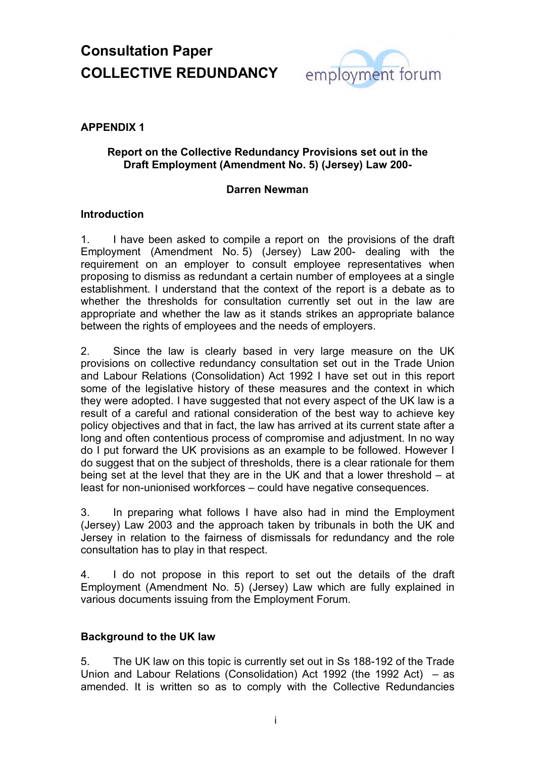# Consultation Paper
# COLLECTIVE REDUNDANCY

employment forum

## APPENDIX 1

### Report on the Collective Redundancy Provisions set out in the Draft Employment (Amendment No. 5) (Jersey) Law 200-

**Darren Newman**

### Introduction

1. I have been asked to compile a report on the provisions of the draft Employment (Amendment No. 5) (Jersey) Law 200- dealing with the requirement on an employer to consult employee representatives when proposing to dismiss as redundant a certain number of employees at a single establishment. I understand that the context of the report is a debate as to whether the thresholds for consultation currently set out in the law are appropriate and whether the law as it stands strikes an appropriate balance between the rights of employees and the needs of employers.

2. Since the law is clearly based in very large measure on the UK provisions on collective redundancy consultation set out in the Trade Union and Labour Relations (Consolidation) Act 1992 I have set out in this report some of the legislative history of these measures and the context in which they were adopted. I have suggested that not every aspect of the UK law is a result of a careful and rational consideration of the best way to achieve key policy objectives and that in fact, the law has arrived at its current state after a long and often contentious process of compromise and adjustment. In no way do I put forward the UK provisions as an example to be followed. However I do suggest that on the subject of thresholds, there is a clear rationale for them being set at the level that they are in the UK and that a lower threshold – at least for non-unionised workforces – could have negative consequences.

3. In preparing what follows I have also had in mind the Employment (Jersey) Law 2003 and the approach taken by tribunals in both the UK and Jersey in relation to the fairness of dismissals for redundancy and the role consultation has to play in that respect.

4. I do not propose in this report to set out the details of the draft Employment (Amendment No. 5) (Jersey) Law which are fully explained in various documents issuing from the Employment Forum.

### Background to the UK law

5. The UK law on this topic is currently set out in Ss 188-192 of the Trade Union and Labour Relations (Consolidation) Act 1992 (the 1992 Act) – as amended. It is written so as to comply with the Collective Redundancies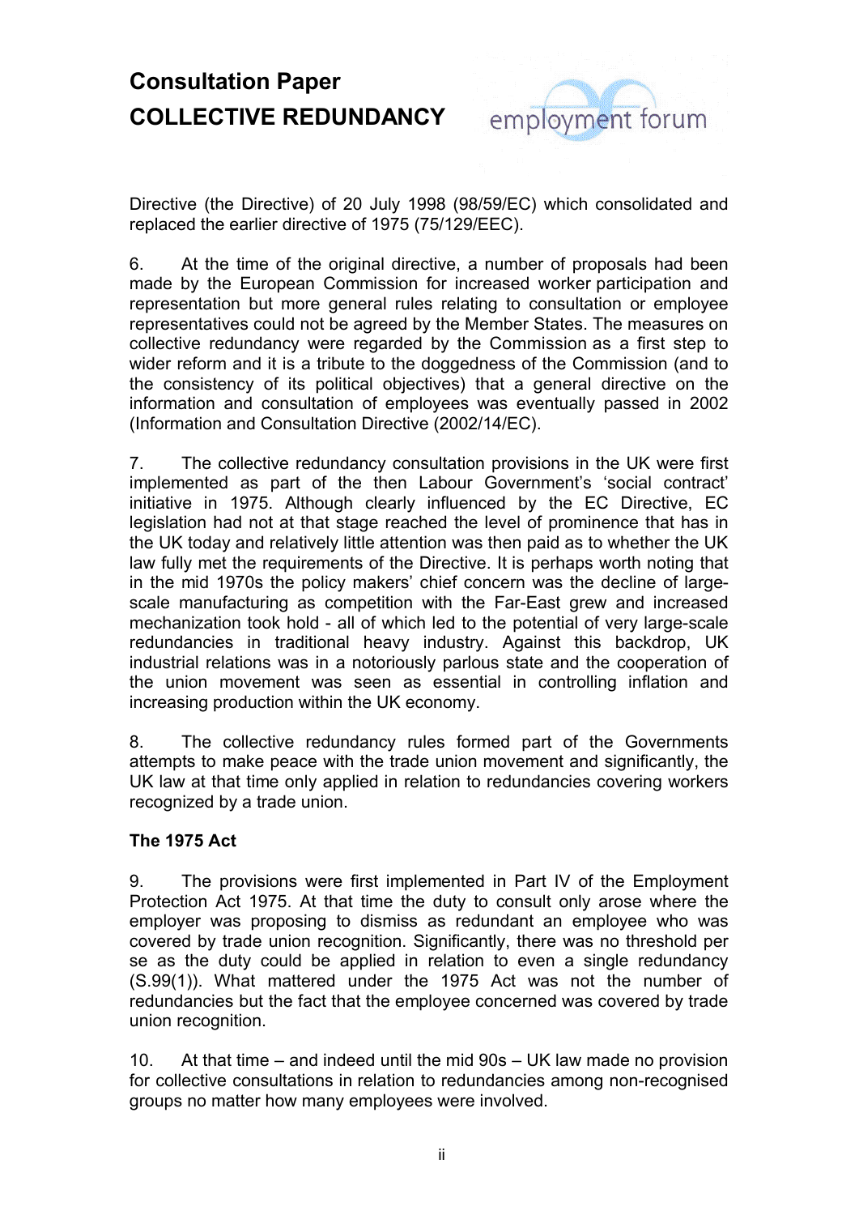Directive (the Directive) of 20 July 1998 (98/59/EC) which consolidated and replaced the earlier directive of 1975 (75/129/EEC).

6. At the time of the original directive, a number of proposals had been made by the European Commission for increased worker participation and representation but more general rules relating to consultation or employee representatives could not be agreed by the Member States. The measures on collective redundancy were regarded by the Commission as a first step to wider reform and it is a tribute to the doggedness of the Commission (and to the consistency of its political objectives) that a general directive on the information and consultation of employees was eventually passed in 2002 (Information and Consultation Directive (2002/14/EC).

7. The collective redundancy consultation provisions in the UK were first implemented as part of the then Labour Government's 'social contract' initiative in 1975. Although clearly influenced by the EC Directive, EC legislation had not at that stage reached the level of prominence that has in the UK today and relatively little attention was then paid as to whether the UK law fully met the requirements of the Directive. It is perhaps worth noting that in the mid 1970s the policy makers' chief concern was the decline of large-scale manufacturing as competition with the Far-East grew and increased mechanization took hold - all of which led to the potential of very large-scale redundancies in traditional heavy industry. Against this backdrop, UK industrial relations was in a notoriously parlous state and the cooperation of the union movement was seen as essential in controlling inflation and increasing production within the UK economy.

8. The collective redundancy rules formed part of the Governments attempts to make peace with the trade union movement and significantly, the UK law at that time only applied in relation to redundancies covering workers recognized by a trade union.

**The 1975 Act**

9. The provisions were first implemented in Part IV of the Employment Protection Act 1975. At that time the duty to consult only arose where the employer was proposing to dismiss as redundant an employee who was covered by trade union recognition. Significantly, there was no threshold per se as the duty could be applied in relation to even a single redundancy (S.99(1)). What mattered under the 1975 Act was not the number of redundancies but the fact that the employee concerned was covered by trade union recognition.

10. At that time – and indeed until the mid 90s – UK law made no provision for collective consultations in relation to redundancies among non-recognised groups no matter how many employees were involved.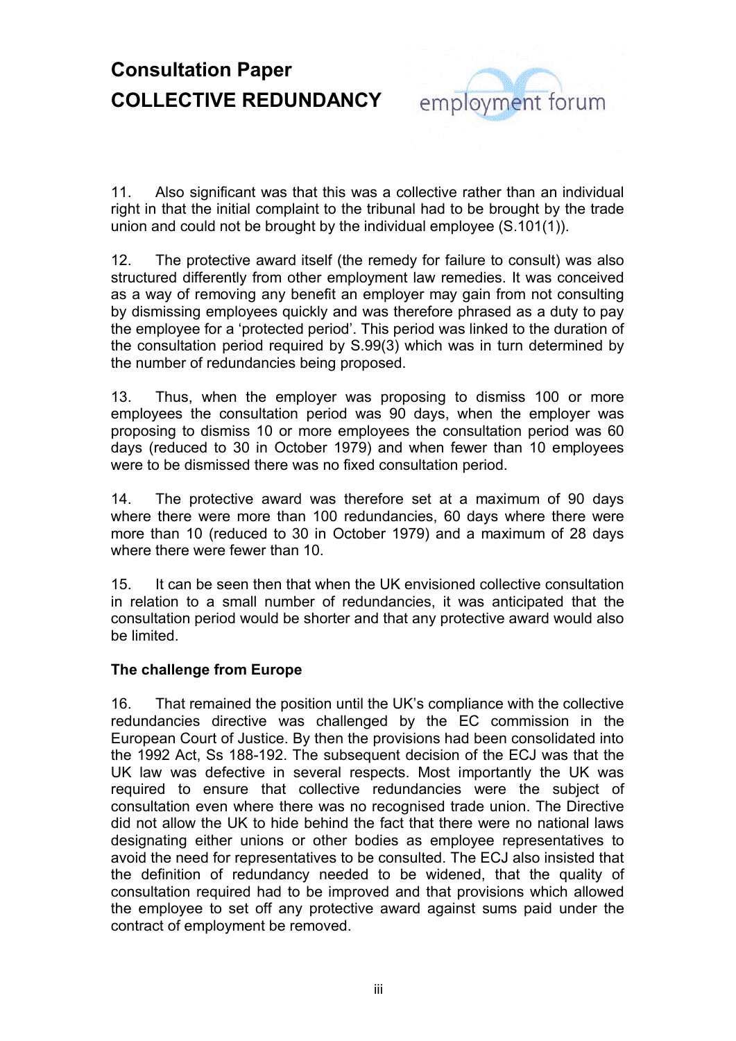11. Also significant was that this was a collective rather than an individual right in that the initial complaint to the tribunal had to be brought by the trade union and could not be brought by the individual employee (S.101(1)).

12. The protective award itself (the remedy for failure to consult) was also structured differently from other employment law remedies. It was conceived as a way of removing any benefit an employer may gain from not consulting by dismissing employees quickly and was therefore phrased as a duty to pay the employee for a 'protected period'. This period was linked to the duration of the consultation period required by S.99(3) which was in turn determined by the number of redundancies being proposed.

13. Thus, when the employer was proposing to dismiss 100 or more employees the consultation period was 90 days, when the employer was proposing to dismiss 10 or more employees the consultation period was 60 days (reduced to 30 in October 1979) and when fewer than 10 employees were to be dismissed there was no fixed consultation period.

14. The protective award was therefore set at a maximum of 90 days where there were more than 100 redundancies, 60 days where there were more than 10 (reduced to 30 in October 1979) and a maximum of 28 days where there were fewer than 10.

15. It can be seen then that when the UK envisioned collective consultation in relation to a small number of redundancies, it was anticipated that the consultation period would be shorter and that any protective award would also be limited.

**The challenge from Europe**

16. That remained the position until the UK's compliance with the collective redundancies directive was challenged by the EC commission in the European Court of Justice. By then the provisions had been consolidated into the 1992 Act, Ss 188-192. The subsequent decision of the ECJ was that the UK law was defective in several respects. Most importantly the UK was required to ensure that collective redundancies were the subject of consultation even where there was no recognised trade union. The Directive did not allow the UK to hide behind the fact that there were no national laws designating either unions or other bodies as employee representatives to avoid the need for representatives to be consulted. The ECJ also insisted that the definition of redundancy needed to be widened, that the quality of consultation required had to be improved and that provisions which allowed the employee to set off any protective award against sums paid under the contract of employment be removed.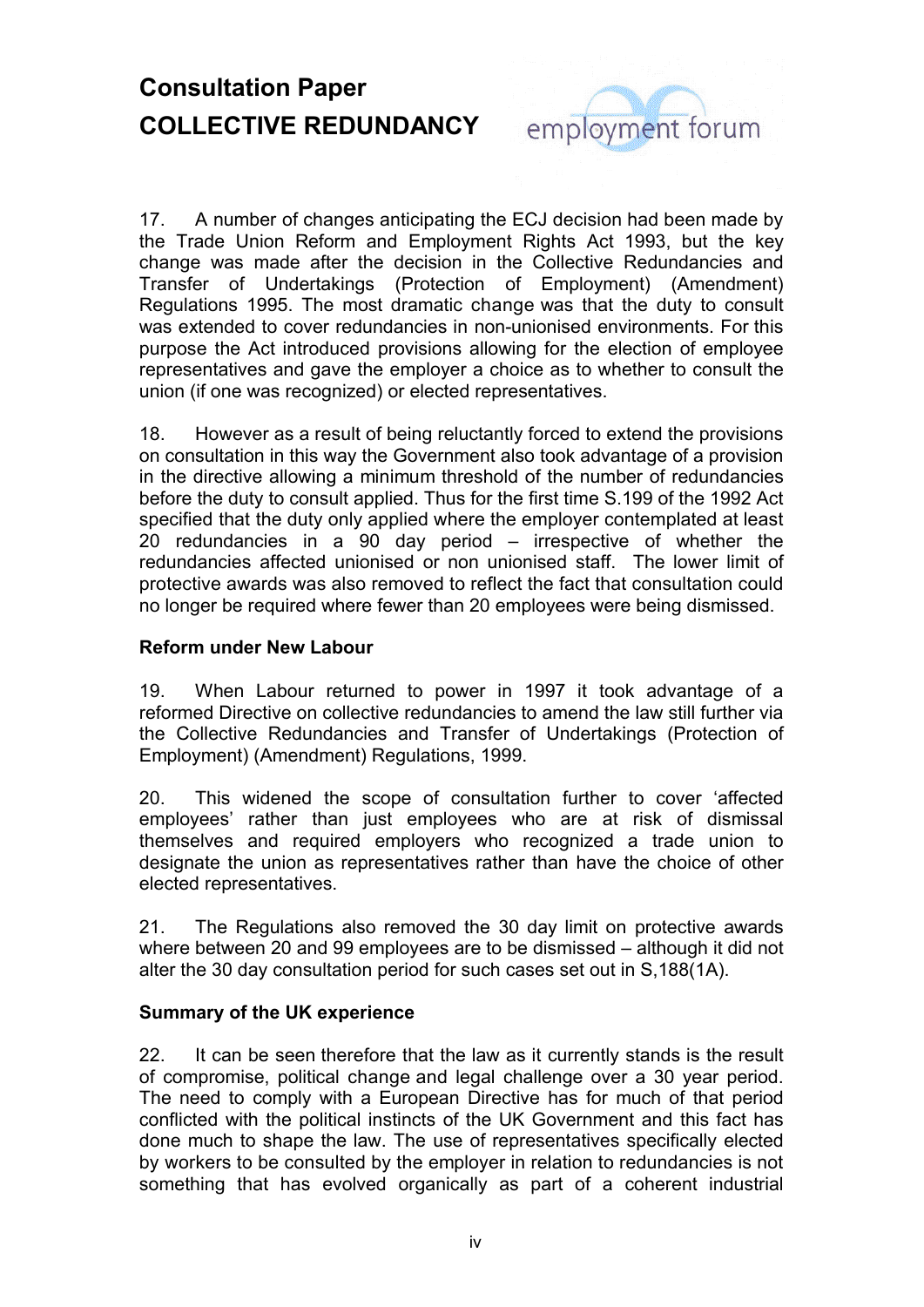17. A number of changes anticipating the ECJ decision had been made by the Trade Union Reform and Employment Rights Act 1993, but the key change was made after the decision in the Collective Redundancies and Transfer of Undertakings (Protection of Employment) (Amendment) Regulations 1995. The most dramatic change was that the duty to consult was extended to cover redundancies in non-unionised environments. For this purpose the Act introduced provisions allowing for the election of employee representatives and gave the employer a choice as to whether to consult the union (if one was recognized) or elected representatives.

18. However as a result of being reluctantly forced to extend the provisions on consultation in this way the Government also took advantage of a provision in the directive allowing a minimum threshold of the number of redundancies before the duty to consult applied. Thus for the first time S.199 of the 1992 Act specified that the duty only applied where the employer contemplated at least 20 redundancies in a 90 day period – irrespective of whether the redundancies affected unionised or non unionised staff. The lower limit of protective awards was also removed to reflect the fact that consultation could no longer be required where fewer than 20 employees were being dismissed.

**Reform under New Labour**

19. When Labour returned to power in 1997 it took advantage of a reformed Directive on collective redundancies to amend the law still further via the Collective Redundancies and Transfer of Undertakings (Protection of Employment) (Amendment) Regulations, 1999.

20. This widened the scope of consultation further to cover 'affected employees' rather than just employees who are at risk of dismissal themselves and required employers who recognized a trade union to designate the union as representatives rather than have the choice of other elected representatives.

21. The Regulations also removed the 30 day limit on protective awards where between 20 and 99 employees are to be dismissed – although it did not alter the 30 day consultation period for such cases set out in S,188(1A).

**Summary of the UK experience**

22. It can be seen therefore that the law as it currently stands is the result of compromise, political change and legal challenge over a 30 year period. The need to comply with a European Directive has for much of that period conflicted with the political instincts of the UK Government and this fact has done much to shape the law. The use of representatives specifically elected by workers to be consulted by the employer in relation to redundancies is not something that has evolved organically as part of a coherent industrial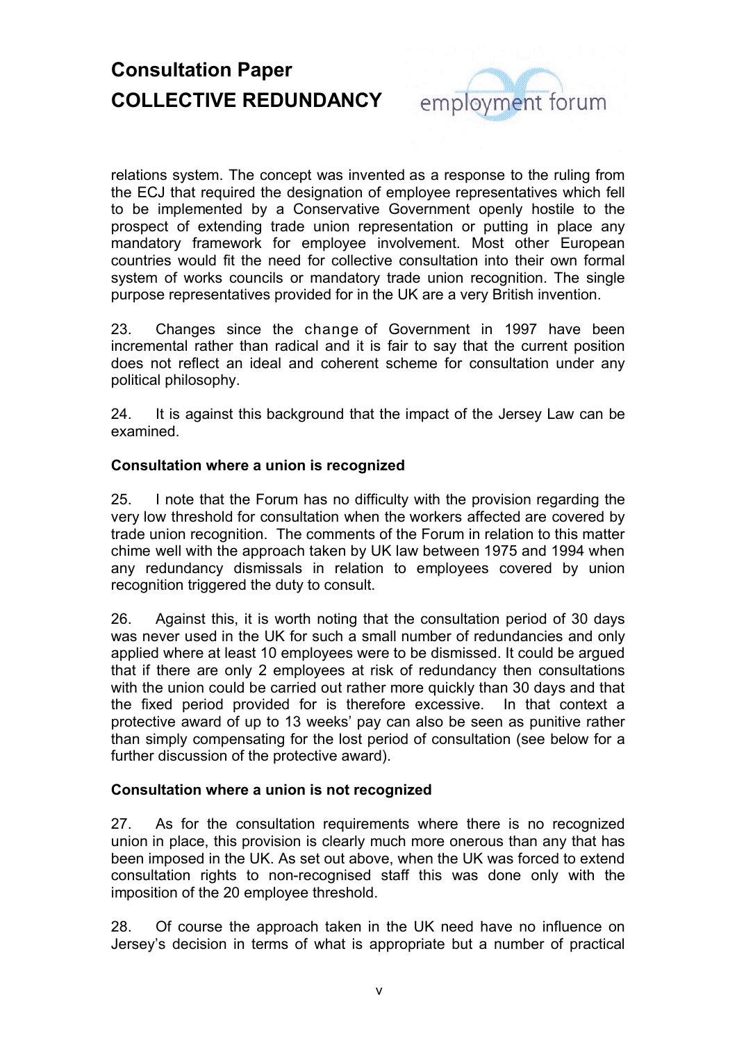relations system. The concept was invented as a response to the ruling from the ECJ that required the designation of employee representatives which fell to be implemented by a Conservative Government openly hostile to the prospect of extending trade union representation or putting in place any mandatory framework for employee involvement. Most other European countries would fit the need for collective consultation into their own formal system of works councils or mandatory trade union recognition. The single purpose representatives provided for in the UK are a very British invention.

23. Changes since the change of Government in 1997 have been incremental rather than radical and it is fair to say that the current position does not reflect an ideal and coherent scheme for consultation under any political philosophy.

24. It is against this background that the impact of the Jersey Law can be examined.

**Consultation where a union is recognized**

25. I note that the Forum has no difficulty with the provision regarding the very low threshold for consultation when the workers affected are covered by trade union recognition. The comments of the Forum in relation to this matter chime well with the approach taken by UK law between 1975 and 1994 when any redundancy dismissals in relation to employees covered by union recognition triggered the duty to consult.

26. Against this, it is worth noting that the consultation period of 30 days was never used in the UK for such a small number of redundancies and only applied where at least 10 employees were to be dismissed. It could be argued that if there are only 2 employees at risk of redundancy then consultations with the union could be carried out rather more quickly than 30 days and that the fixed period provided for is therefore excessive. In that context a protective award of up to 13 weeks' pay can also be seen as punitive rather than simply compensating for the lost period of consultation (see below for a further discussion of the protective award).

**Consultation where a union is not recognized**

27. As for the consultation requirements where there is no recognized union in place, this provision is clearly much more onerous than any that has been imposed in the UK. As set out above, when the UK was forced to extend consultation rights to non-recognised staff this was done only with the imposition of the 20 employee threshold.

28. Of course the approach taken in the UK need have no influence on Jersey's decision in terms of what is appropriate but a number of practical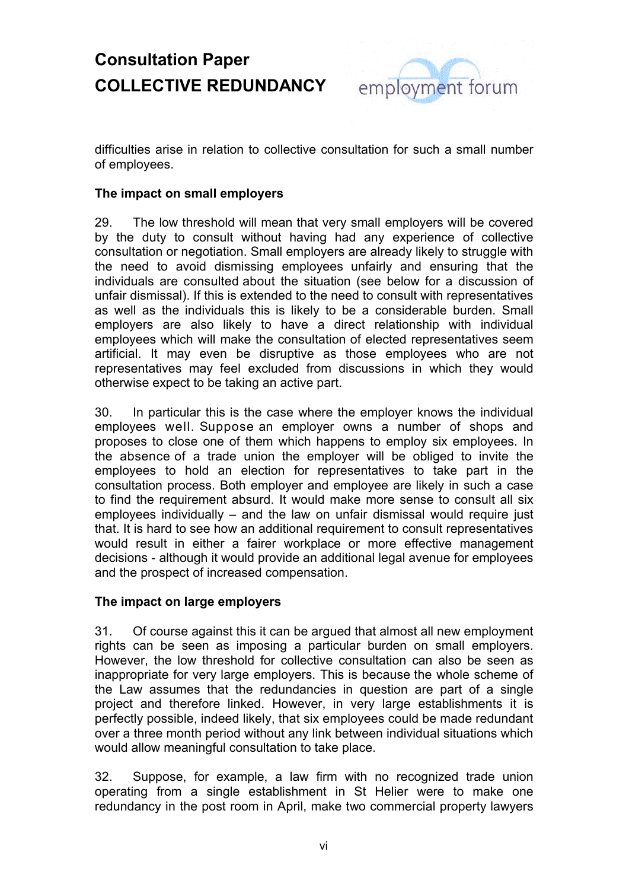difficulties arise in relation to collective consultation for such a small number of employees.

**The impact on small employers**

29. The low threshold will mean that very small employers will be covered by the duty to consult without having had any experience of collective consultation or negotiation. Small employers are already likely to struggle with the need to avoid dismissing employees unfairly and ensuring that the individuals are consulted about the situation (see below for a discussion of unfair dismissal). If this is extended to the need to consult with representatives as well as the individuals this is likely to be a considerable burden. Small employers are also likely to have a direct relationship with individual employees which will make the consultation of elected representatives seem artificial. It may even be disruptive as those employees who are not representatives may feel excluded from discussions in which they would otherwise expect to be taking an active part.

30. In particular this is the case where the employer knows the individual employees well. Suppose an employer owns a number of shops and proposes to close one of them which happens to employ six employees. In the absence of a trade union the employer will be obliged to invite the employees to hold an election for representatives to take part in the consultation process. Both employer and employee are likely in such a case to find the requirement absurd. It would make more sense to consult all six employees individually – and the law on unfair dismissal would require just that. It is hard to see how an additional requirement to consult representatives would result in either a fairer workplace or more effective management decisions - although it would provide an additional legal avenue for employees and the prospect of increased compensation.

**The impact on large employers**

31. Of course against this it can be argued that almost all new employment rights can be seen as imposing a particular burden on small employers. However, the low threshold for collective consultation can also be seen as inappropriate for very large employers. This is because the whole scheme of the Law assumes that the redundancies in question are part of a single project and therefore linked. However, in very large establishments it is perfectly possible, indeed likely, that six employees could be made redundant over a three month period without any link between individual situations which would allow meaningful consultation to take place.

32. Suppose, for example, a law firm with no recognized trade union operating from a single establishment in St Helier were to make one redundancy in the post room in April, make two commercial property lawyers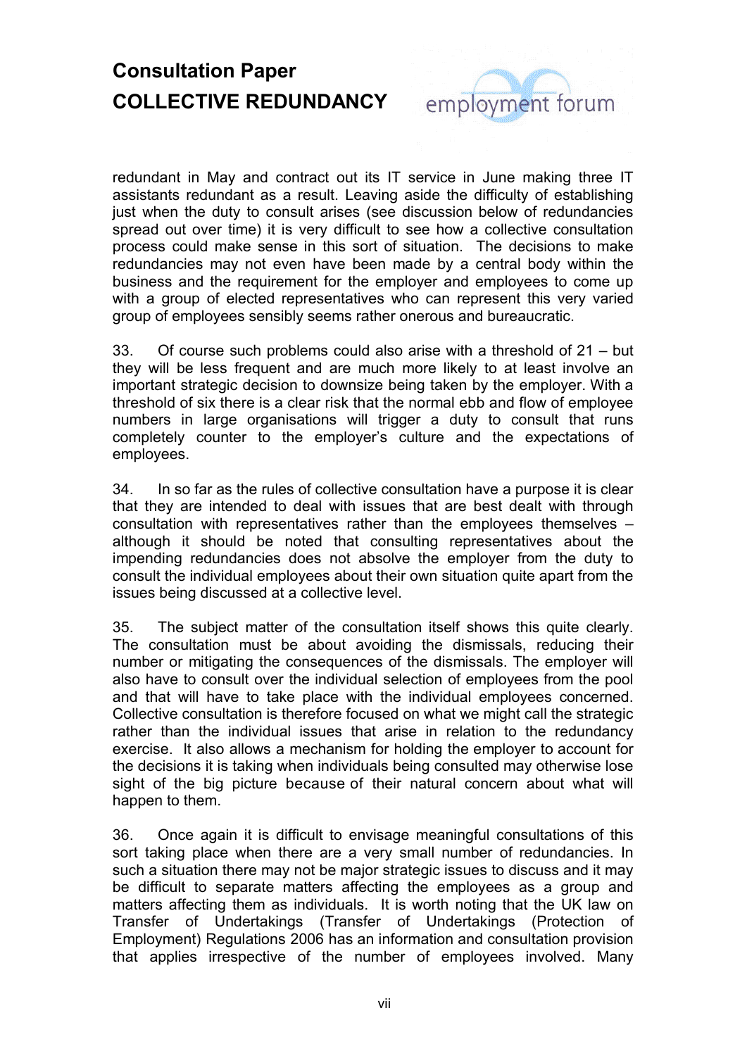redundant in May and contract out its IT service in June making three IT assistants redundant as a result. Leaving aside the difficulty of establishing just when the duty to consult arises (see discussion below of redundancies spread out over time) it is very difficult to see how a collective consultation process could make sense in this sort of situation. The decisions to make redundancies may not even have been made by a central body within the business and the requirement for the employer and employees to come up with a group of elected representatives who can represent this very varied group of employees sensibly seems rather onerous and bureaucratic.

33. Of course such problems could also arise with a threshold of 21 – but they will be less frequent and are much more likely to at least involve an important strategic decision to downsize being taken by the employer. With a threshold of six there is a clear risk that the normal ebb and flow of employee numbers in large organisations will trigger a duty to consult that runs completely counter to the employer's culture and the expectations of employees.

34. In so far as the rules of collective consultation have a purpose it is clear that they are intended to deal with issues that are best dealt with through consultation with representatives rather than the employees themselves – although it should be noted that consulting representatives about the impending redundancies does not absolve the employer from the duty to consult the individual employees about their own situation quite apart from the issues being discussed at a collective level.

35. The subject matter of the consultation itself shows this quite clearly. The consultation must be about avoiding the dismissals, reducing their number or mitigating the consequences of the dismissals. The employer will also have to consult over the individual selection of employees from the pool and that will have to take place with the individual employees concerned. Collective consultation is therefore focused on what we might call the strategic rather than the individual issues that arise in relation to the redundancy exercise. It also allows a mechanism for holding the employer to account for the decisions it is taking when individuals being consulted may otherwise lose sight of the big picture because of their natural concern about what will happen to them.

36. Once again it is difficult to envisage meaningful consultations of this sort taking place when there are a very small number of redundancies. In such a situation there may not be major strategic issues to discuss and it may be difficult to separate matters affecting the employees as a group and matters affecting them as individuals. It is worth noting that the UK law on Transfer of Undertakings (Transfer of Undertakings (Protection of Employment) Regulations 2006 has an information and consultation provision that applies irrespective of the number of employees involved. Many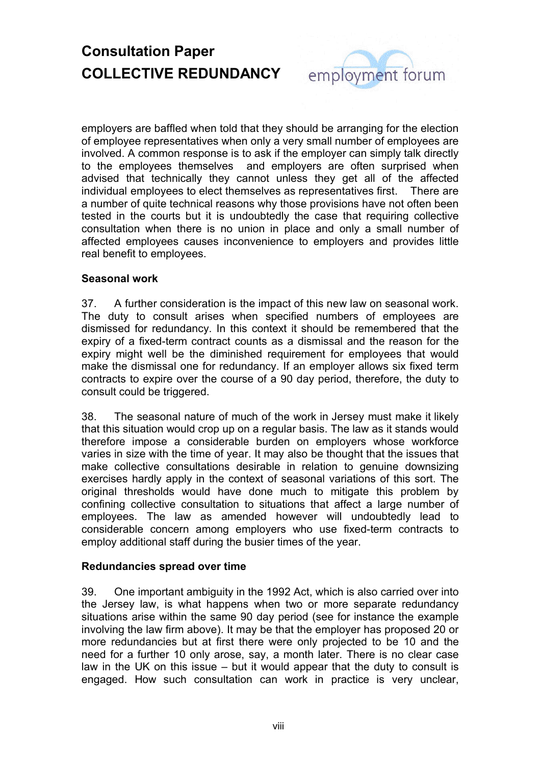employers are baffled when told that they should be arranging for the election of employee representatives when only a very small number of employees are involved. A common response is to ask if the employer can simply talk directly to the employees themselves and employers are often surprised when advised that technically they cannot unless they get all of the affected individual employees to elect themselves as representatives first. There are a number of quite technical reasons why those provisions have not often been tested in the courts but it is undoubtedly the case that requiring collective consultation when there is no union in place and only a small number of affected employees causes inconvenience to employers and provides little real benefit to employees.

**Seasonal work**

37. A further consideration is the impact of this new law on seasonal work. The duty to consult arises when specified numbers of employees are dismissed for redundancy. In this context it should be remembered that the expiry of a fixed-term contract counts as a dismissal and the reason for the expiry might well be the diminished requirement for employees that would make the dismissal one for redundancy. If an employer allows six fixed term contracts to expire over the course of a 90 day period, therefore, the duty to consult could be triggered.

38. The seasonal nature of much of the work in Jersey must make it likely that this situation would crop up on a regular basis. The law as it stands would therefore impose a considerable burden on employers whose workforce varies in size with the time of year. It may also be thought that the issues that make collective consultations desirable in relation to genuine downsizing exercises hardly apply in the context of seasonal variations of this sort. The original thresholds would have done much to mitigate this problem by confining collective consultation to situations that affect a large number of employees. The law as amended however will undoubtedly lead to considerable concern among employers who use fixed-term contracts to employ additional staff during the busier times of the year.

**Redundancies spread over time**

39. One important ambiguity in the 1992 Act, which is also carried over into the Jersey law, is what happens when two or more separate redundancy situations arise within the same 90 day period (see for instance the example involving the law firm above). It may be that the employer has proposed 20 or more redundancies but at first there were only projected to be 10 and the need for a further 10 only arose, say, a month later. There is no clear case law in the UK on this issue – but it would appear that the duty to consult is engaged. How such consultation can work in practice is very unclear,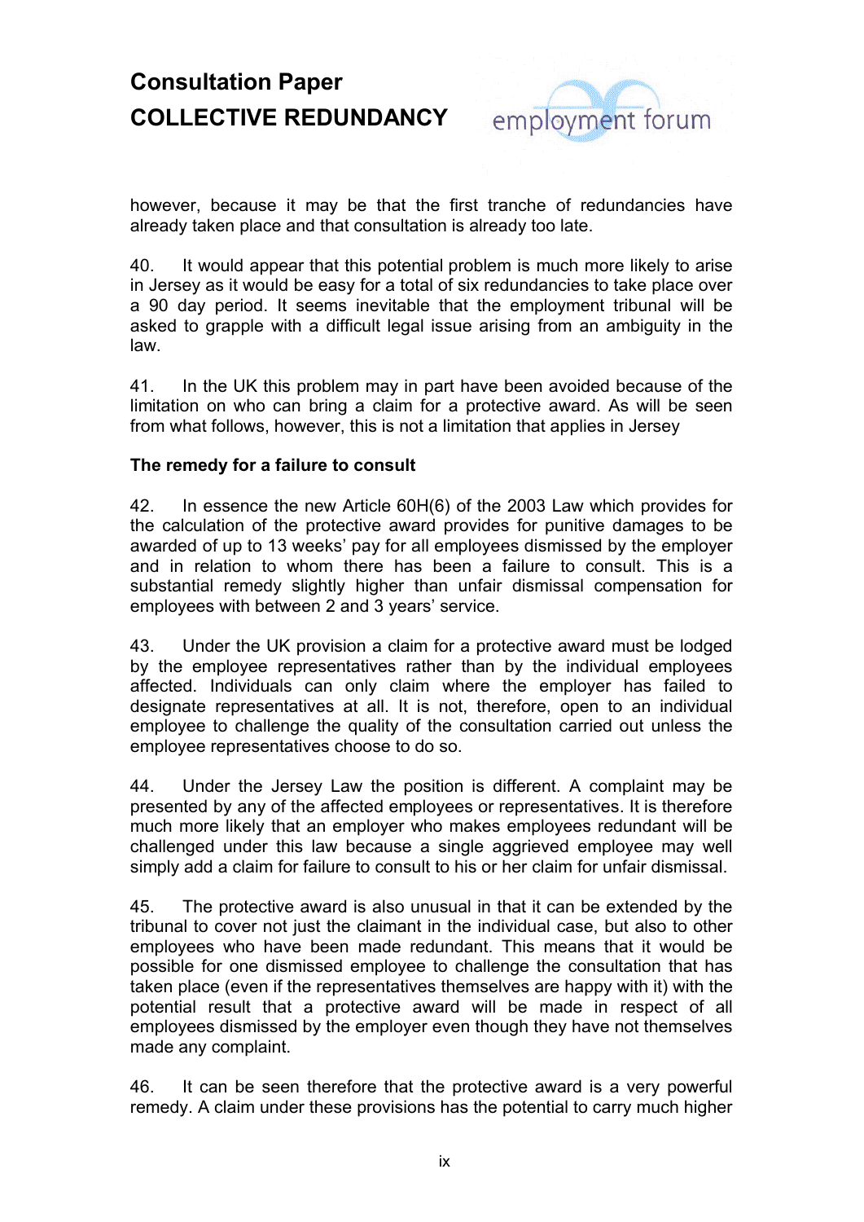however, because it may be that the first tranche of redundancies have already taken place and that consultation is already too late.

40. It would appear that this potential problem is much more likely to arise in Jersey as it would be easy for a total of six redundancies to take place over a 90 day period. It seems inevitable that the employment tribunal will be asked to grapple with a difficult legal issue arising from an ambiguity in the law.

41. In the UK this problem may in part have been avoided because of the limitation on who can bring a claim for a protective award. As will be seen from what follows, however, this is not a limitation that applies in Jersey

**The remedy for a failure to consult**

42. In essence the new Article 60H(6) of the 2003 Law which provides for the calculation of the protective award provides for punitive damages to be awarded of up to 13 weeks' pay for all employees dismissed by the employer and in relation to whom there has been a failure to consult. This is a substantial remedy slightly higher than unfair dismissal compensation for employees with between 2 and 3 years' service.

43. Under the UK provision a claim for a protective award must be lodged by the employee representatives rather than by the individual employees affected. Individuals can only claim where the employer has failed to designate representatives at all. It is not, therefore, open to an individual employee to challenge the quality of the consultation carried out unless the employee representatives choose to do so.

44. Under the Jersey Law the position is different. A complaint may be presented by any of the affected employees or representatives. It is therefore much more likely that an employer who makes employees redundant will be challenged under this law because a single aggrieved employee may well simply add a claim for failure to consult to his or her claim for unfair dismissal.

45. The protective award is also unusual in that it can be extended by the tribunal to cover not just the claimant in the individual case, but also to other employees who have been made redundant. This means that it would be possible for one dismissed employee to challenge the consultation that has taken place (even if the representatives themselves are happy with it) with the potential result that a protective award will be made in respect of all employees dismissed by the employer even though they have not themselves made any complaint.

46. It can be seen therefore that the protective award is a very powerful remedy. A claim under these provisions has the potential to carry much higher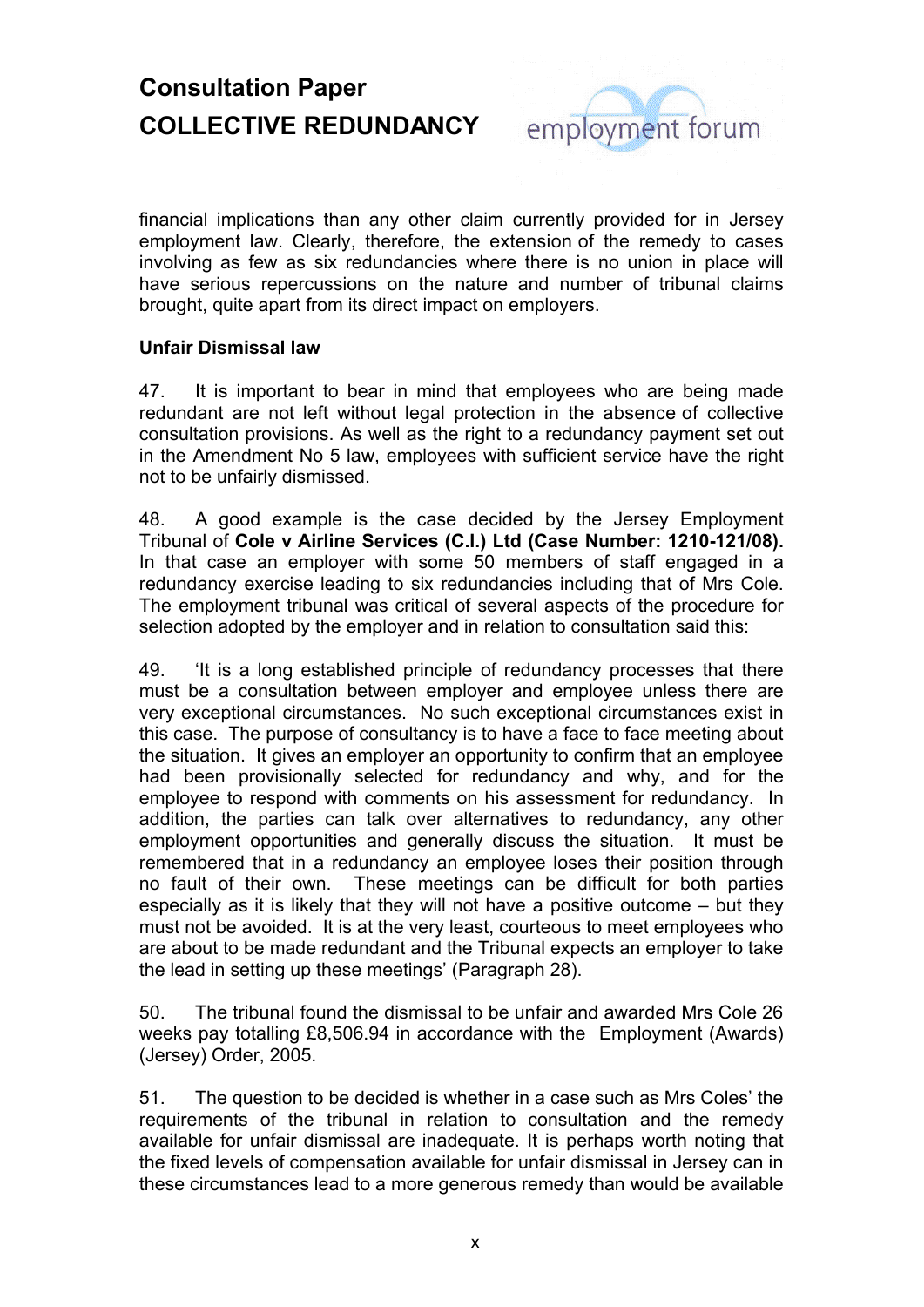financial implications than any other claim currently provided for in Jersey employment law. Clearly, therefore, the extension of the remedy to cases involving as few as six redundancies where there is no union in place will have serious repercussions on the nature and number of tribunal claims brought, quite apart from its direct impact on employers.

**Unfair Dismissal law**

47. It is important to bear in mind that employees who are being made redundant are not left without legal protection in the absence of collective consultation provisions. As well as the right to a redundancy payment set out in the Amendment No 5 law, employees with sufficient service have the right not to be unfairly dismissed.

48. A good example is the case decided by the Jersey Employment Tribunal of **Cole v Airline Services (C.I.) Ltd (Case Number: 1210-121/08).** In that case an employer with some 50 members of staff engaged in a redundancy exercise leading to six redundancies including that of Mrs Cole. The employment tribunal was critical of several aspects of the procedure for selection adopted by the employer and in relation to consultation said this:

49. 'It is a long established principle of redundancy processes that there must be a consultation between employer and employee unless there are very exceptional circumstances. No such exceptional circumstances exist in this case. The purpose of consultancy is to have a face to face meeting about the situation. It gives an employer an opportunity to confirm that an employee had been provisionally selected for redundancy and why, and for the employee to respond with comments on his assessment for redundancy. In addition, the parties can talk over alternatives to redundancy, any other employment opportunities and generally discuss the situation. It must be remembered that in a redundancy an employee loses their position through no fault of their own. These meetings can be difficult for both parties especially as it is likely that they will not have a positive outcome – but they must not be avoided. It is at the very least, courteous to meet employees who are about to be made redundant and the Tribunal expects an employer to take the lead in setting up these meetings' (Paragraph 28).

50. The tribunal found the dismissal to be unfair and awarded Mrs Cole 26 weeks pay totalling £8,506.94 in accordance with the Employment (Awards) (Jersey) Order, 2005.

51. The question to be decided is whether in a case such as Mrs Coles' the requirements of the tribunal in relation to consultation and the remedy available for unfair dismissal are inadequate. It is perhaps worth noting that the fixed levels of compensation available for unfair dismissal in Jersey can in these circumstances lead to a more generous remedy than would be available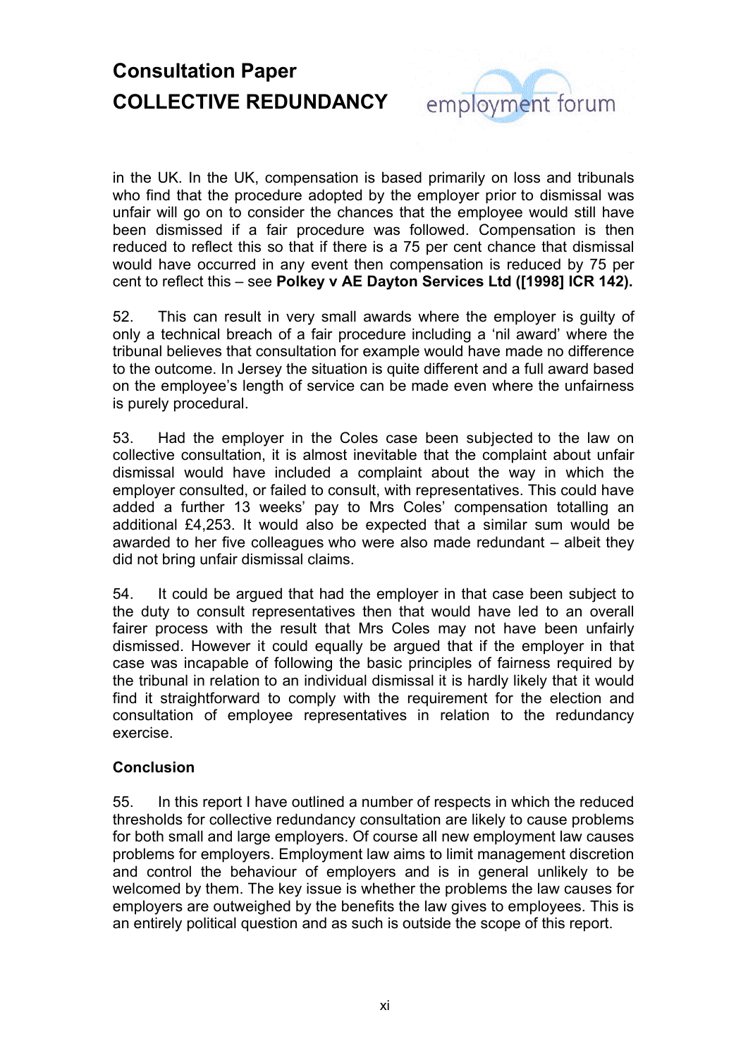in the UK. In the UK, compensation is based primarily on loss and tribunals who find that the procedure adopted by the employer prior to dismissal was unfair will go on to consider the chances that the employee would still have been dismissed if a fair procedure was followed. Compensation is then reduced to reflect this so that if there is a 75 per cent chance that dismissal would have occurred in any event then compensation is reduced by 75 per cent to reflect this – see **Polkey v AE Dayton Services Ltd ([1998] ICR 142).**

52. This can result in very small awards where the employer is guilty of only a technical breach of a fair procedure including a 'nil award' where the tribunal believes that consultation for example would have made no difference to the outcome. In Jersey the situation is quite different and a full award based on the employee's length of service can be made even where the unfairness is purely procedural.

53. Had the employer in the Coles case been subjected to the law on collective consultation, it is almost inevitable that the complaint about unfair dismissal would have included a complaint about the way in which the employer consulted, or failed to consult, with representatives. This could have added a further 13 weeks' pay to Mrs Coles' compensation totalling an additional £4,253. It would also be expected that a similar sum would be awarded to her five colleagues who were also made redundant – albeit they did not bring unfair dismissal claims.

54. It could be argued that had the employer in that case been subject to the duty to consult representatives then that would have led to an overall fairer process with the result that Mrs Coles may not have been unfairly dismissed. However it could equally be argued that if the employer in that case was incapable of following the basic principles of fairness required by the tribunal in relation to an individual dismissal it is hardly likely that it would find it straightforward to comply with the requirement for the election and consultation of employee representatives in relation to the redundancy exercise.

### Conclusion

55. In this report I have outlined a number of respects in which the reduced thresholds for collective redundancy consultation are likely to cause problems for both small and large employers. Of course all new employment law causes problems for employers. Employment law aims to limit management discretion and control the behaviour of employers and is in general unlikely to be welcomed by them. The key issue is whether the problems the law causes for employers are outweighed by the benefits the law gives to employees. This is an entirely political question and as such is outside the scope of this report.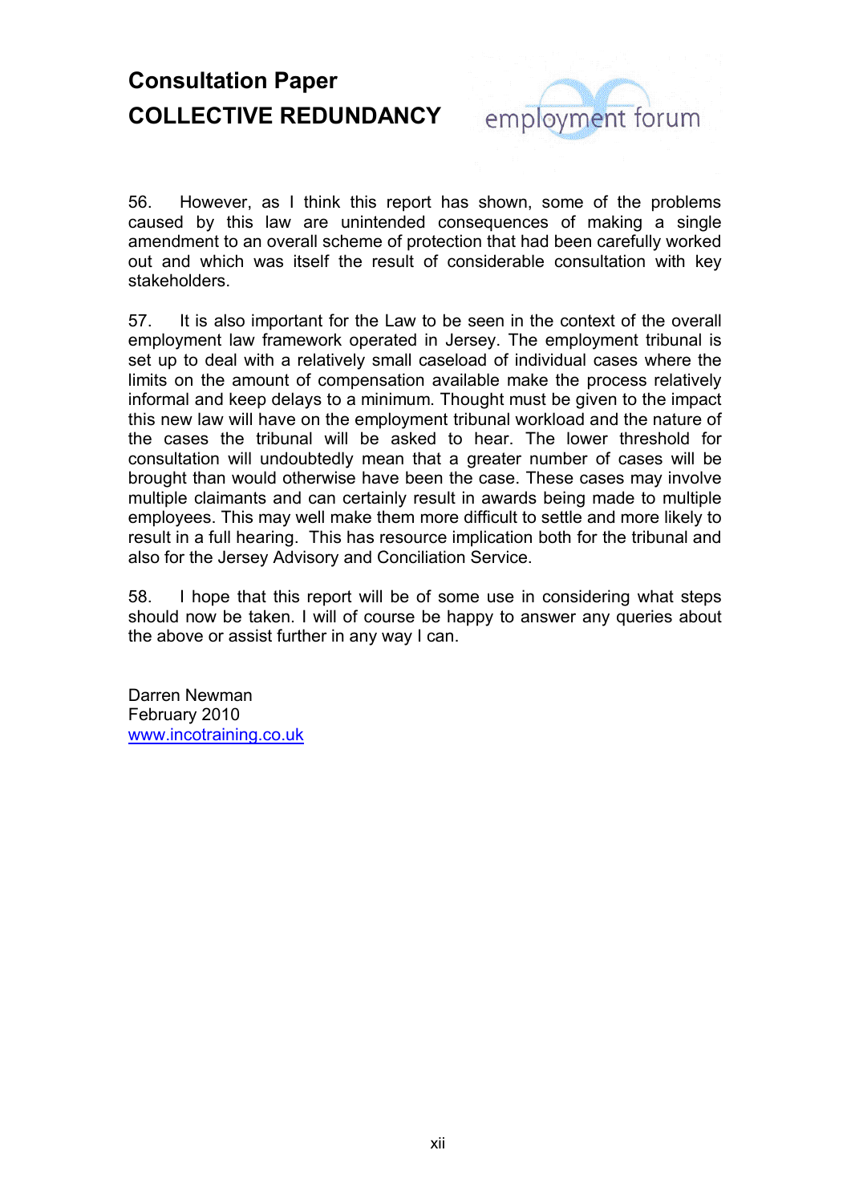56. However, as I think this report has shown, some of the problems caused by this law are unintended consequences of making a single amendment to an overall scheme of protection that had been carefully worked out and which was itself the result of considerable consultation with key stakeholders.

57. It is also important for the Law to be seen in the context of the overall employment law framework operated in Jersey. The employment tribunal is set up to deal with a relatively small caseload of individual cases where the limits on the amount of compensation available make the process relatively informal and keep delays to a minimum. Thought must be given to the impact this new law will have on the employment tribunal workload and the nature of the cases the tribunal will be asked to hear. The lower threshold for consultation will undoubtedly mean that a greater number of cases will be brought than would otherwise have been the case. These cases may involve multiple claimants and can certainly result in awards being made to multiple employees. This may well make them more difficult to settle and more likely to result in a full hearing. This has resource implication both for the tribunal and also for the Jersey Advisory and Conciliation Service.

58. I hope that this report will be of some use in considering what steps should now be taken. I will of course be happy to answer any queries about the above or assist further in any way I can.

Darren Newman  
February 2010  
www.incotraining.co.uk